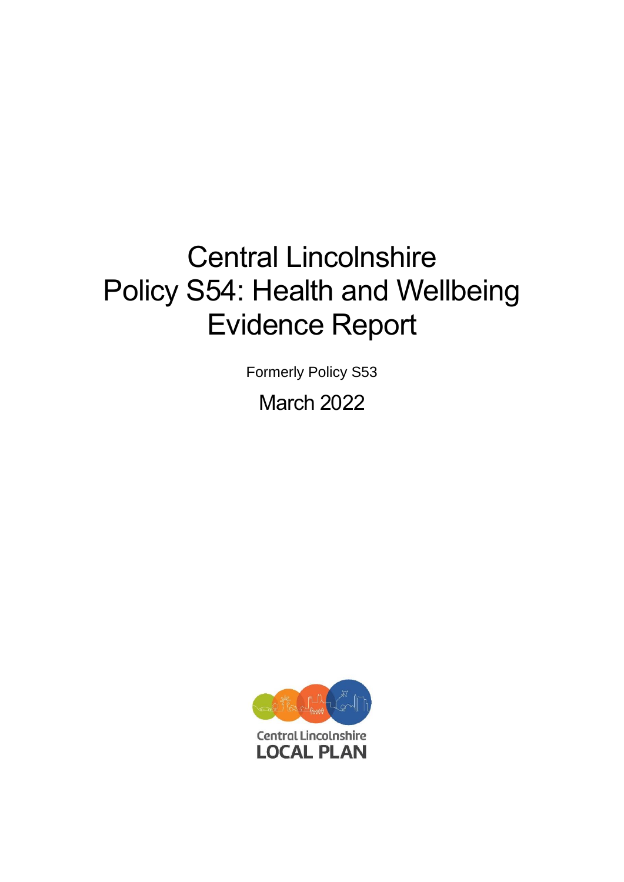# Central Lincolnshire Policy S54: Health and Wellbeing Evidence Report

Formerly Policy S53

March 2022

Central Lincolnshire
LOCAL PLAN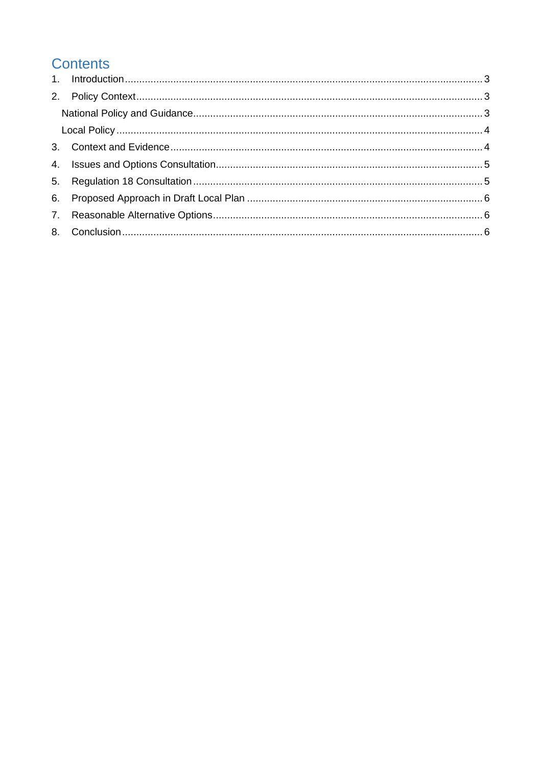# Contents

1. Introduction ... 3
2. Policy Context ... 3
   - National Policy and Guidance ... 3
   - Local Policy ... 4
3. Context and Evidence ... 4
4. Issues and Options Consultation ... 5
5. Regulation 18 Consultation ... 5
6. Proposed Approach in Draft Local Plan ... 6
7. Reasonable Alternative Options ... 6
8. Conclusion ... 6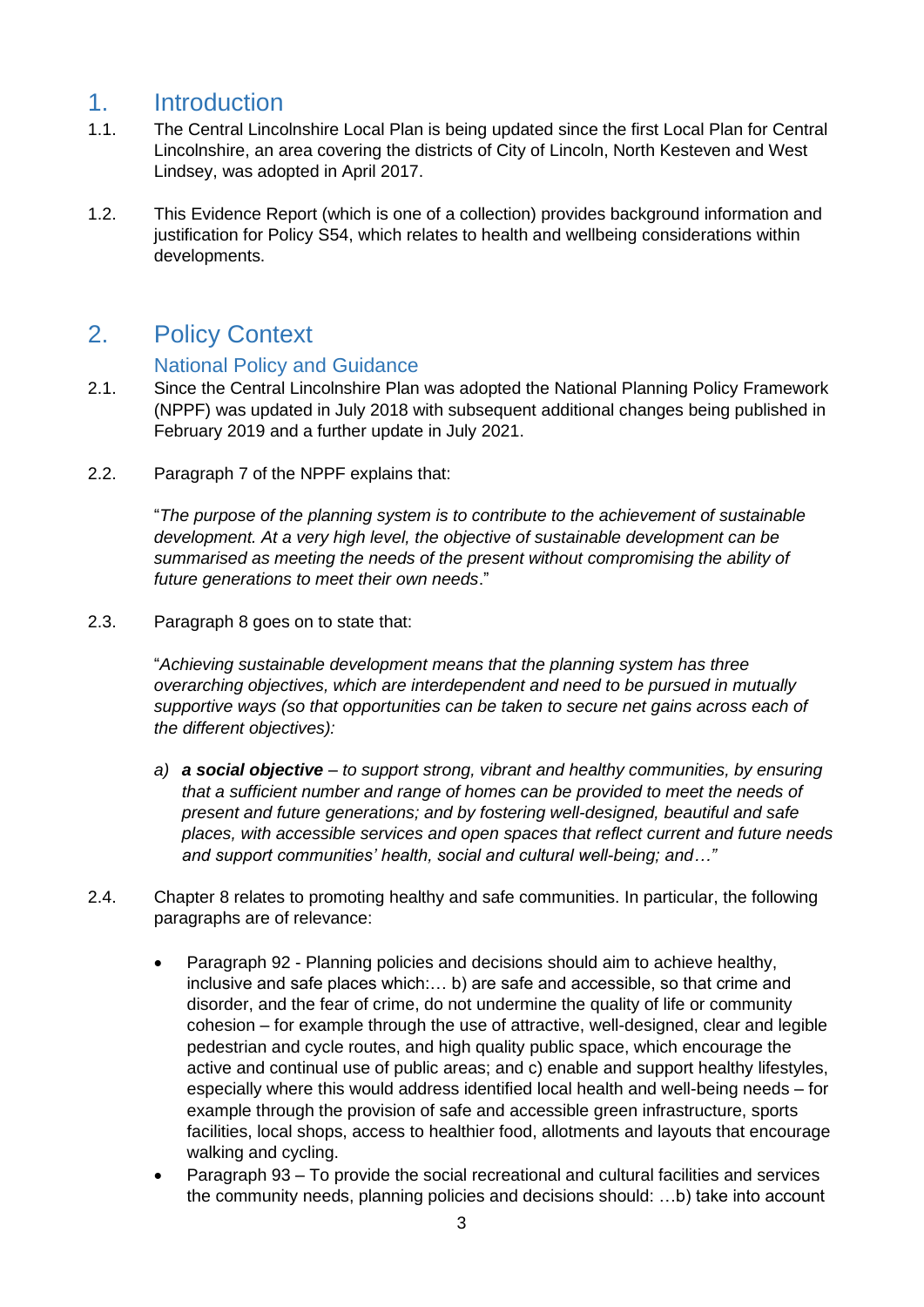# 1. Introduction

1.1. The Central Lincolnshire Local Plan is being updated since the first Local Plan for Central Lincolnshire, an area covering the districts of City of Lincoln, North Kesteven and West Lindsey, was adopted in April 2017.

1.2. This Evidence Report (which is one of a collection) provides background information and justification for Policy S54, which relates to health and wellbeing considerations within developments.

# 2. Policy Context

## National Policy and Guidance

2.1. Since the Central Lincolnshire Plan was adopted the National Planning Policy Framework (NPPF) was updated in July 2018 with subsequent additional changes being published in February 2019 and a further update in July 2021.

2.2. Paragraph 7 of the NPPF explains that:

"*The purpose of the planning system is to contribute to the achievement of sustainable development. At a very high level, the objective of sustainable development can be summarised as meeting the needs of the present without compromising the ability of future generations to meet their own needs*."

2.3. Paragraph 8 goes on to state that:

"*Achieving sustainable development means that the planning system has three overarching objectives, which are interdependent and need to be pursued in mutually supportive ways (so that opportunities can be taken to secure net gains across each of the different objectives):*

*a)* ***a social objective*** *– to support strong, vibrant and healthy communities, by ensuring that a sufficient number and range of homes can be provided to meet the needs of present and future generations; and by fostering well-designed, beautiful and safe places, with accessible services and open spaces that reflect current and future needs and support communities' health, social and cultural well-being; and…"*

2.4. Chapter 8 relates to promoting healthy and safe communities. In particular, the following paragraphs are of relevance:

- Paragraph 92 - Planning policies and decisions should aim to achieve healthy, inclusive and safe places which:… b) are safe and accessible, so that crime and disorder, and the fear of crime, do not undermine the quality of life or community cohesion – for example through the use of attractive, well-designed, clear and legible pedestrian and cycle routes, and high quality public space, which encourage the active and continual use of public areas; and c) enable and support healthy lifestyles, especially where this would address identified local health and well-being needs – for example through the provision of safe and accessible green infrastructure, sports facilities, local shops, access to healthier food, allotments and layouts that encourage walking and cycling.
- Paragraph 93 – To provide the social recreational and cultural facilities and services the community needs, planning policies and decisions should: …b) take into account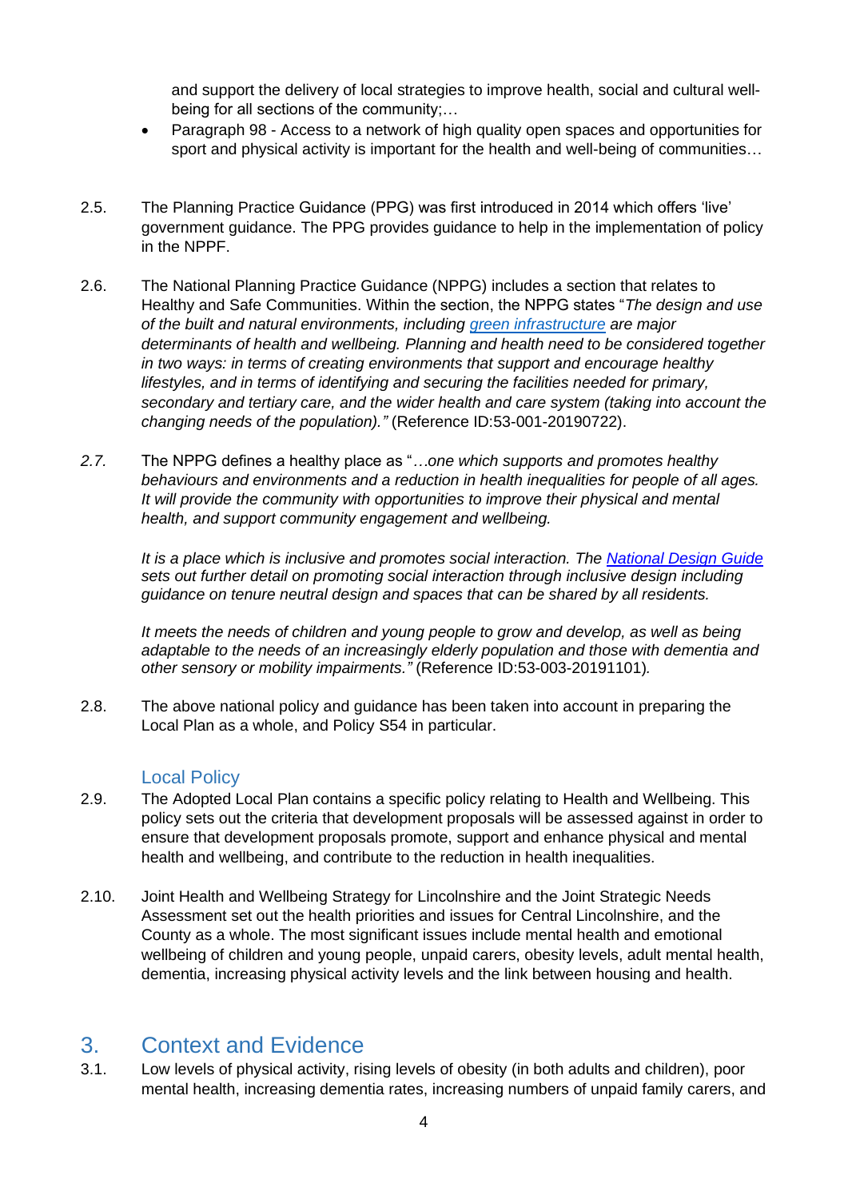and support the delivery of local strategies to improve health, social and cultural well-being for all sections of the community;…

- Paragraph 98 - Access to a network of high quality open spaces and opportunities for sport and physical activity is important for the health and well-being of communities…

2.5. The Planning Practice Guidance (PPG) was first introduced in 2014 which offers 'live' government guidance. The PPG provides guidance to help in the implementation of policy in the NPPF.

2.6. The National Planning Practice Guidance (NPPG) includes a section that relates to Healthy and Safe Communities. Within the section, the NPPG states "*The design and use of the built and natural environments, including green infrastructure are major determinants of health and wellbeing. Planning and health need to be considered together in two ways: in terms of creating environments that support and encourage healthy lifestyles, and in terms of identifying and securing the facilities needed for primary, secondary and tertiary care, and the wider health and care system (taking into account the changing needs of the population)."* (Reference ID:53-001-20190722).

*2.7.* The NPPG defines a healthy place as "*…one which supports and promotes healthy behaviours and environments and a reduction in health inequalities for people of all ages. It will provide the community with opportunities to improve their physical and mental health, and support community engagement and wellbeing.*

*It is a place which is inclusive and promotes social interaction. The National Design Guide sets out further detail on promoting social interaction through inclusive design including guidance on tenure neutral design and spaces that can be shared by all residents.*

*It meets the needs of children and young people to grow and develop, as well as being adaptable to the needs of an increasingly elderly population and those with dementia and other sensory or mobility impairments."* (Reference ID:53-003-20191101)*.*

2.8. The above national policy and guidance has been taken into account in preparing the Local Plan as a whole, and Policy S54 in particular.

### Local Policy

2.9. The Adopted Local Plan contains a specific policy relating to Health and Wellbeing. This policy sets out the criteria that development proposals will be assessed against in order to ensure that development proposals promote, support and enhance physical and mental health and wellbeing, and contribute to the reduction in health inequalities.

2.10. Joint Health and Wellbeing Strategy for Lincolnshire and the Joint Strategic Needs Assessment set out the health priorities and issues for Central Lincolnshire, and the County as a whole. The most significant issues include mental health and emotional wellbeing of children and young people, unpaid carers, obesity levels, adult mental health, dementia, increasing physical activity levels and the link between housing and health.

## 3. Context and Evidence

3.1. Low levels of physical activity, rising levels of obesity (in both adults and children), poor mental health, increasing dementia rates, increasing numbers of unpaid family carers, and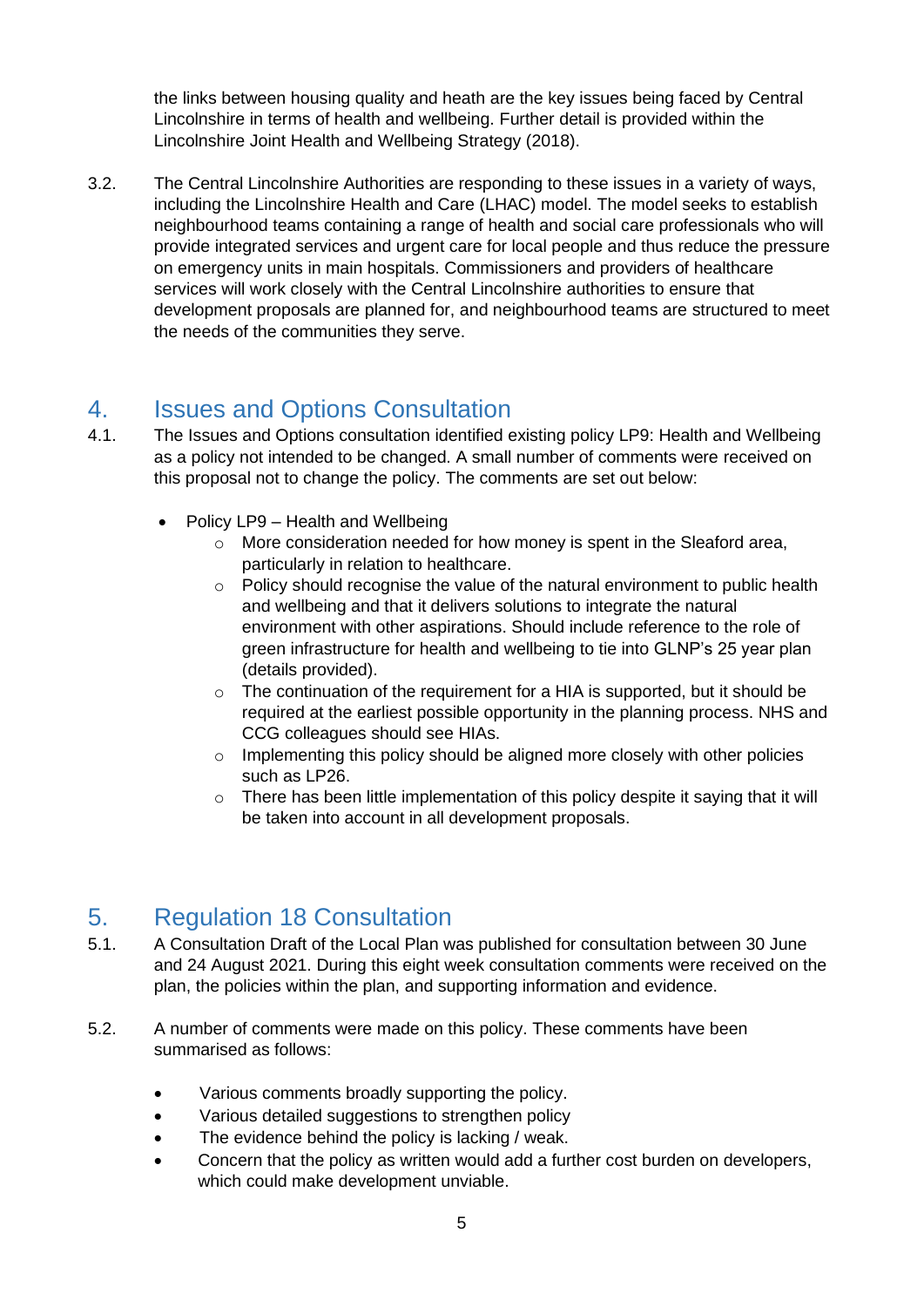the links between housing quality and heath are the key issues being faced by Central Lincolnshire in terms of health and wellbeing. Further detail is provided within the Lincolnshire Joint Health and Wellbeing Strategy (2018).

3.2. The Central Lincolnshire Authorities are responding to these issues in a variety of ways, including the Lincolnshire Health and Care (LHAC) model. The model seeks to establish neighbourhood teams containing a range of health and social care professionals who will provide integrated services and urgent care for local people and thus reduce the pressure on emergency units in main hospitals. Commissioners and providers of healthcare services will work closely with the Central Lincolnshire authorities to ensure that development proposals are planned for, and neighbourhood teams are structured to meet the needs of the communities they serve.

## 4. Issues and Options Consultation

4.1. The Issues and Options consultation identified existing policy LP9: Health and Wellbeing as a policy not intended to be changed. A small number of comments were received on this proposal not to change the policy. The comments are set out below:

- Policy LP9 – Health and Wellbeing
    - More consideration needed for how money is spent in the Sleaford area, particularly in relation to healthcare.
    - Policy should recognise the value of the natural environment to public health and wellbeing and that it delivers solutions to integrate the natural environment with other aspirations. Should include reference to the role of green infrastructure for health and wellbeing to tie into GLNP's 25 year plan (details provided).
    - The continuation of the requirement for a HIA is supported, but it should be required at the earliest possible opportunity in the planning process. NHS and CCG colleagues should see HIAs.
    - Implementing this policy should be aligned more closely with other policies such as LP26.
    - There has been little implementation of this policy despite it saying that it will be taken into account in all development proposals.

## 5. Regulation 18 Consultation

5.1. A Consultation Draft of the Local Plan was published for consultation between 30 June and 24 August 2021. During this eight week consultation comments were received on the plan, the policies within the plan, and supporting information and evidence.

5.2. A number of comments were made on this policy. These comments have been summarised as follows:

- Various comments broadly supporting the policy.
- Various detailed suggestions to strengthen policy
- The evidence behind the policy is lacking / weak.
- Concern that the policy as written would add a further cost burden on developers, which could make development unviable.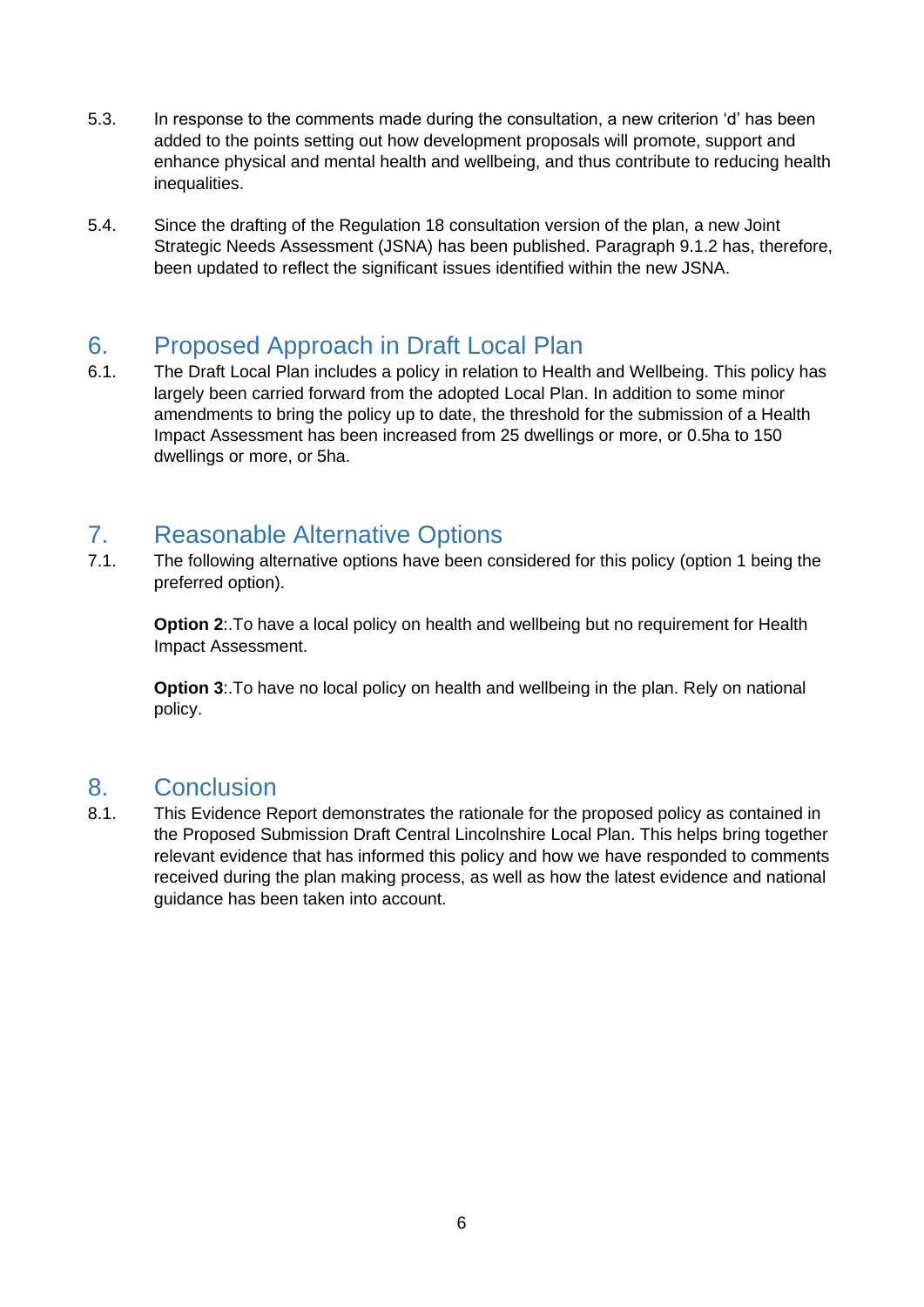5.3. In response to the comments made during the consultation, a new criterion 'd' has been added to the points setting out how development proposals will promote, support and enhance physical and mental health and wellbeing, and thus contribute to reducing health inequalities.

5.4. Since the drafting of the Regulation 18 consultation version of the plan, a new Joint Strategic Needs Assessment (JSNA) has been published. Paragraph 9.1.2 has, therefore, been updated to reflect the significant issues identified within the new JSNA.

## 6. Proposed Approach in Draft Local Plan

6.1. The Draft Local Plan includes a policy in relation to Health and Wellbeing. This policy has largely been carried forward from the adopted Local Plan. In addition to some minor amendments to bring the policy up to date, the threshold for the submission of a Health Impact Assessment has been increased from 25 dwellings or more, or 0.5ha to 150 dwellings or more, or 5ha.

## 7. Reasonable Alternative Options

7.1. The following alternative options have been considered for this policy (option 1 being the preferred option).

**Option 2**:.To have a local policy on health and wellbeing but no requirement for Health Impact Assessment.

**Option 3**:.To have no local policy on health and wellbeing in the plan. Rely on national policy.

## 8. Conclusion

8.1. This Evidence Report demonstrates the rationale for the proposed policy as contained in the Proposed Submission Draft Central Lincolnshire Local Plan. This helps bring together relevant evidence that has informed this policy and how we have responded to comments received during the plan making process, as well as how the latest evidence and national guidance has been taken into account.